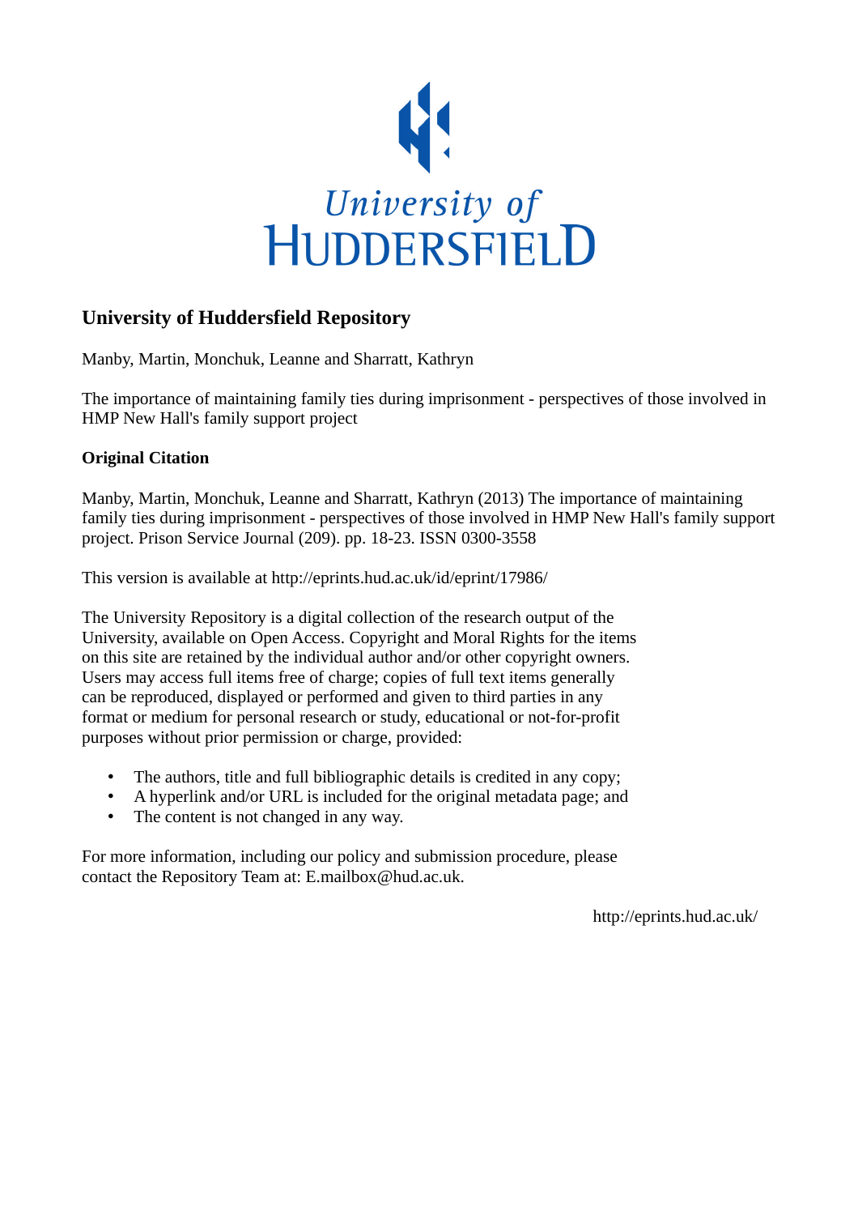University of
HUDDERSFIELD

## University of Huddersfield Repository

Manby, Martin, Monchuk, Leanne and Sharratt, Kathryn

The importance of maintaining family ties during imprisonment - perspectives of those involved in HMP New Hall's family support project

### Original Citation

Manby, Martin, Monchuk, Leanne and Sharratt, Kathryn (2013) The importance of maintaining family ties during imprisonment - perspectives of those involved in HMP New Hall's family support project. Prison Service Journal (209). pp. 18-23. ISSN 0300-3558

This version is available at http://eprints.hud.ac.uk/id/eprint/17986/

The University Repository is a digital collection of the research output of the University, available on Open Access. Copyright and Moral Rights for the items on this site are retained by the individual author and/or other copyright owners. Users may access full items free of charge; copies of full text items generally can be reproduced, displayed or performed and given to third parties in any format or medium for personal research or study, educational or not-for-profit purposes without prior permission or charge, provided:

- The authors, title and full bibliographic details is credited in any copy;
- A hyperlink and/or URL is included for the original metadata page; and
- The content is not changed in any way.

For more information, including our policy and submission procedure, please contact the Repository Team at: E.mailbox@hud.ac.uk.

http://eprints.hud.ac.uk/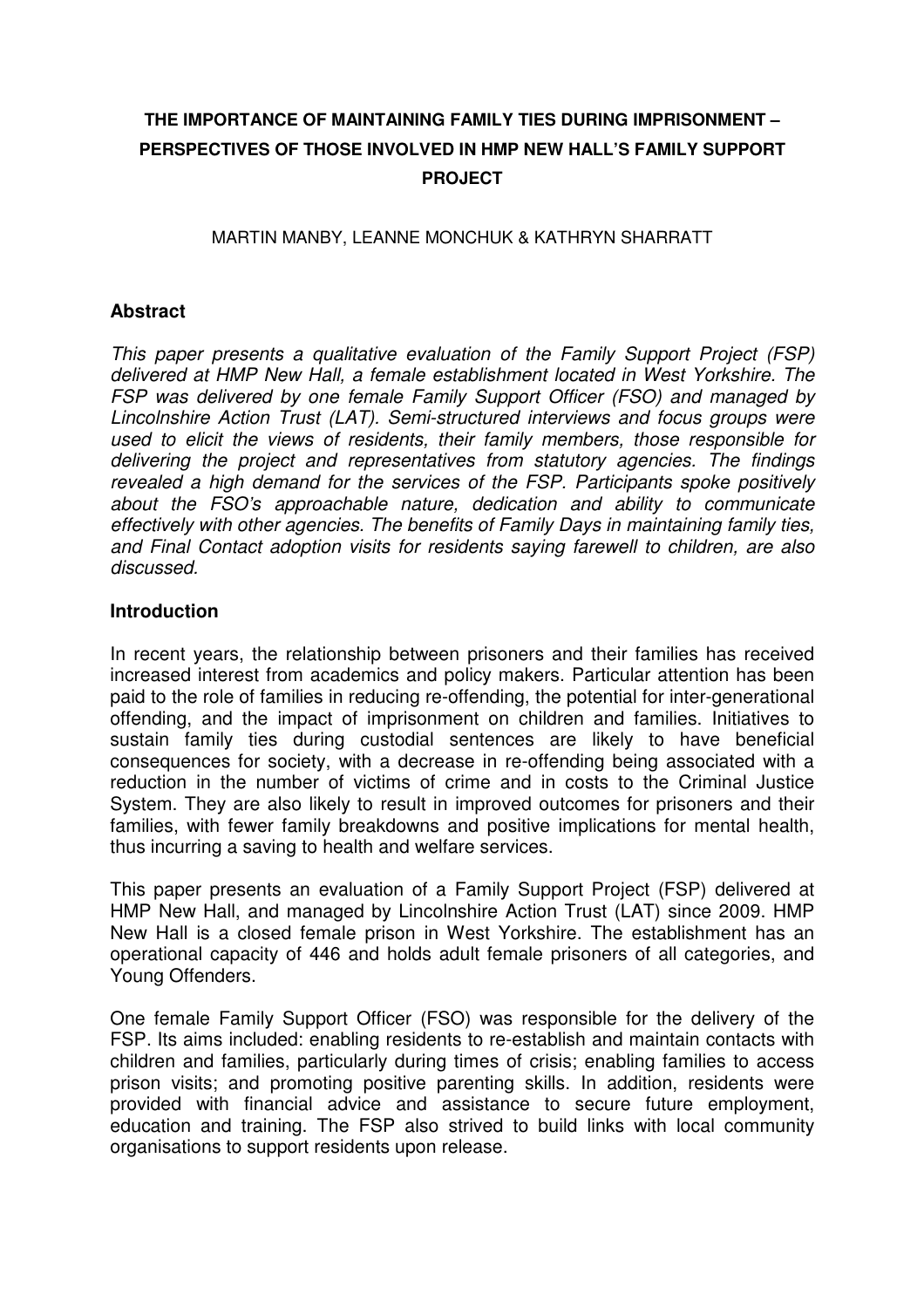# THE IMPORTANCE OF MAINTAINING FAMILY TIES DURING IMPRISONMENT – PERSPECTIVES OF THOSE INVOLVED IN HMP NEW HALL'S FAMILY SUPPORT PROJECT

MARTIN MANBY, LEANNE MONCHUK & KATHRYN SHARRATT

## Abstract

*This paper presents a qualitative evaluation of the Family Support Project (FSP) delivered at HMP New Hall, a female establishment located in West Yorkshire. The FSP was delivered by one female Family Support Officer (FSO) and managed by Lincolnshire Action Trust (LAT). Semi-structured interviews and focus groups were used to elicit the views of residents, their family members, those responsible for delivering the project and representatives from statutory agencies. The findings revealed a high demand for the services of the FSP. Participants spoke positively about the FSO's approachable nature, dedication and ability to communicate effectively with other agencies. The benefits of Family Days in maintaining family ties, and Final Contact adoption visits for residents saying farewell to children, are also discussed.*

## Introduction

In recent years, the relationship between prisoners and their families has received increased interest from academics and policy makers. Particular attention has been paid to the role of families in reducing re-offending, the potential for inter-generational offending, and the impact of imprisonment on children and families. Initiatives to sustain family ties during custodial sentences are likely to have beneficial consequences for society, with a decrease in re-offending being associated with a reduction in the number of victims of crime and in costs to the Criminal Justice System. They are also likely to result in improved outcomes for prisoners and their families, with fewer family breakdowns and positive implications for mental health, thus incurring a saving to health and welfare services.

This paper presents an evaluation of a Family Support Project (FSP) delivered at HMP New Hall, and managed by Lincolnshire Action Trust (LAT) since 2009. HMP New Hall is a closed female prison in West Yorkshire. The establishment has an operational capacity of 446 and holds adult female prisoners of all categories, and Young Offenders.

One female Family Support Officer (FSO) was responsible for the delivery of the FSP. Its aims included: enabling residents to re-establish and maintain contacts with children and families, particularly during times of crisis; enabling families to access prison visits; and promoting positive parenting skills. In addition, residents were provided with financial advice and assistance to secure future employment, education and training. The FSP also strived to build links with local community organisations to support residents upon release.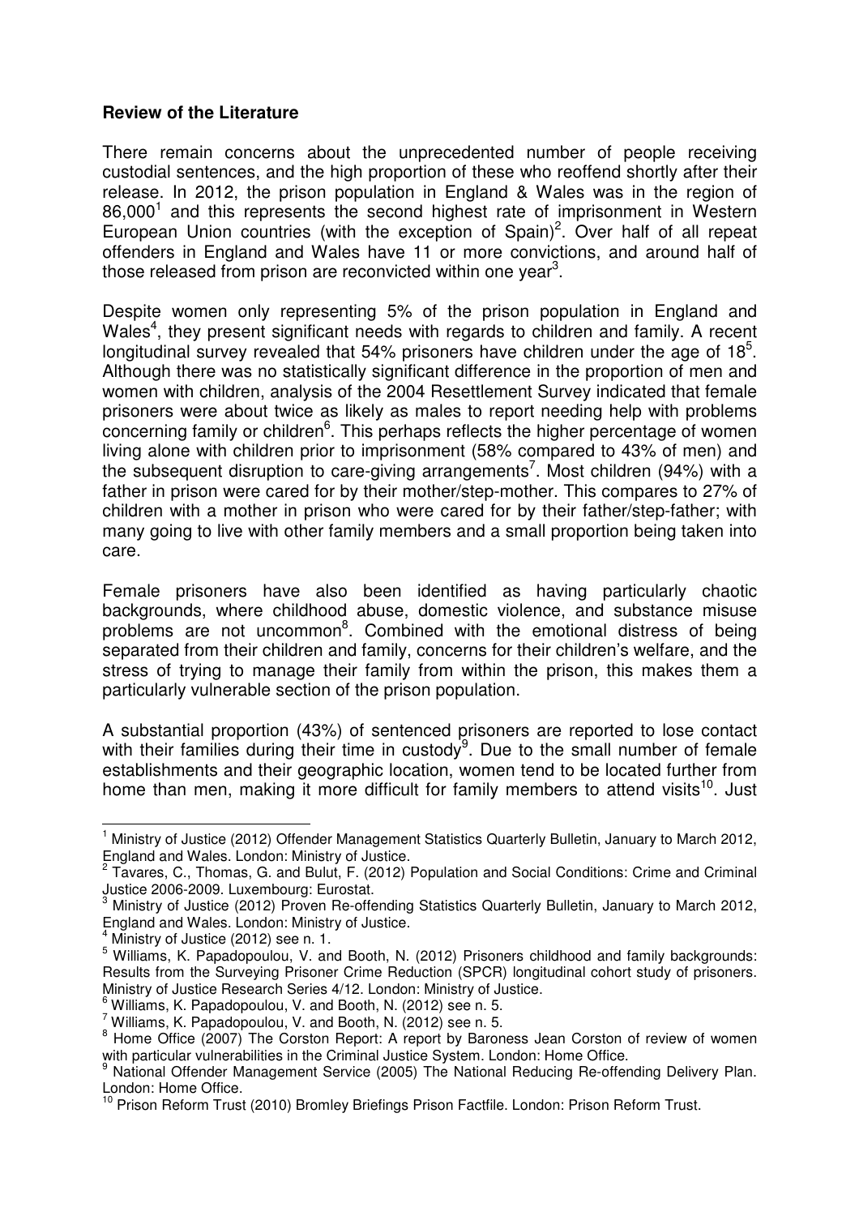**Review of the Literature**

There remain concerns about the unprecedented number of people receiving custodial sentences, and the high proportion of these who reoffend shortly after their release. In 2012, the prison population in England & Wales was in the region of 86,000[1] and this represents the second highest rate of imprisonment in Western European Union countries (with the exception of Spain)[2]. Over half of all repeat offenders in England and Wales have 11 or more convictions, and around half of those released from prison are reconvicted within one year[3].

Despite women only representing 5% of the prison population in England and Wales[4], they present significant needs with regards to children and family. A recent longitudinal survey revealed that 54% prisoners have children under the age of 18[5]. Although there was no statistically significant difference in the proportion of men and women with children, analysis of the 2004 Resettlement Survey indicated that female prisoners were about twice as likely as males to report needing help with problems concerning family or children[6]. This perhaps reflects the higher percentage of women living alone with children prior to imprisonment (58% compared to 43% of men) and the subsequent disruption to care-giving arrangements[7]. Most children (94%) with a father in prison were cared for by their mother/step-mother. This compares to 27% of children with a mother in prison who were cared for by their father/step-father; with many going to live with other family members and a small proportion being taken into care.

Female prisoners have also been identified as having particularly chaotic backgrounds, where childhood abuse, domestic violence, and substance misuse problems are not uncommon[8]. Combined with the emotional distress of being separated from their children and family, concerns for their children's welfare, and the stress of trying to manage their family from within the prison, this makes them a particularly vulnerable section of the prison population.

A substantial proportion (43%) of sentenced prisoners are reported to lose contact with their families during their time in custody[9]. Due to the small number of female establishments and their geographic location, women tend to be located further from home than men, making it more difficult for family members to attend visits[10]. Just

---

[1] Ministry of Justice (2012) Offender Management Statistics Quarterly Bulletin, January to March 2012, England and Wales. London: Ministry of Justice.

[2] Tavares, C., Thomas, G. and Bulut, F. (2012) Population and Social Conditions: Crime and Criminal Justice 2006-2009. Luxembourg: Eurostat.

[3] Ministry of Justice (2012) Proven Re-offending Statistics Quarterly Bulletin, January to March 2012, England and Wales. London: Ministry of Justice.

[4] Ministry of Justice (2012) see n. 1.

[5] Williams, K. Papadopoulou, V. and Booth, N. (2012) Prisoners childhood and family backgrounds: Results from the Surveying Prisoner Crime Reduction (SPCR) longitudinal cohort study of prisoners. Ministry of Justice Research Series 4/12. London: Ministry of Justice.

[6] Williams, K. Papadopoulou, V. and Booth, N. (2012) see n. 5.

[7] Williams, K. Papadopoulou, V. and Booth, N. (2012) see n. 5.

[8] Home Office (2007) The Corston Report: A report by Baroness Jean Corston of review of women with particular vulnerabilities in the Criminal Justice System. London: Home Office.

[9] National Offender Management Service (2005) The National Reducing Re-offending Delivery Plan. London: Home Office.

[10] Prison Reform Trust (2010) Bromley Briefings Prison Factfile. London: Prison Reform Trust.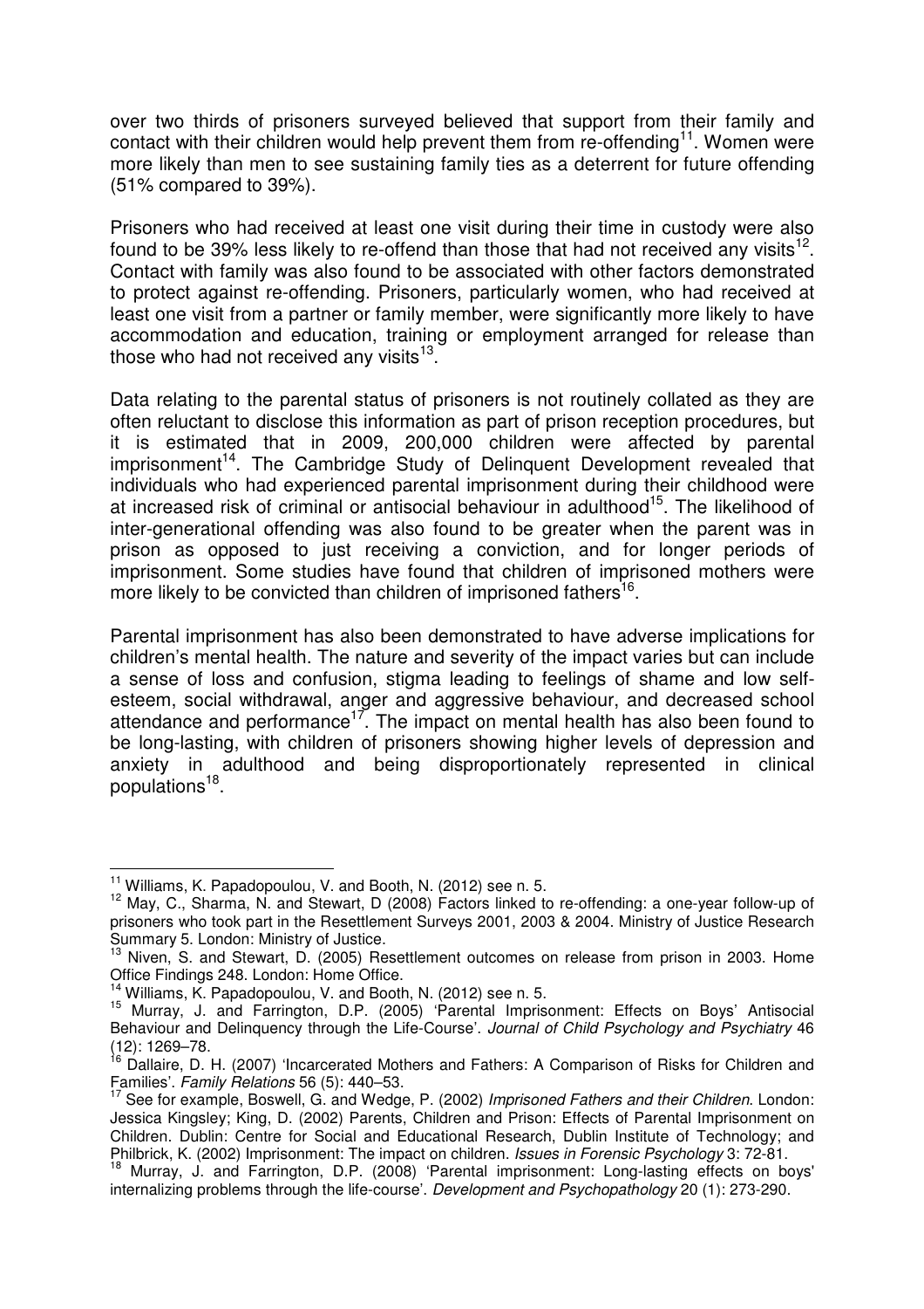over two thirds of prisoners surveyed believed that support from their family and contact with their children would help prevent them from re-offending[11]. Women were more likely than men to see sustaining family ties as a deterrent for future offending (51% compared to 39%).

Prisoners who had received at least one visit during their time in custody were also found to be 39% less likely to re-offend than those that had not received any visits[12]. Contact with family was also found to be associated with other factors demonstrated to protect against re-offending. Prisoners, particularly women, who had received at least one visit from a partner or family member, were significantly more likely to have accommodation and education, training or employment arranged for release than those who had not received any visits[13].

Data relating to the parental status of prisoners is not routinely collated as they are often reluctant to disclose this information as part of prison reception procedures, but it is estimated that in 2009, 200,000 children were affected by parental imprisonment[14]. The Cambridge Study of Delinquent Development revealed that individuals who had experienced parental imprisonment during their childhood were at increased risk of criminal or antisocial behaviour in adulthood[15]. The likelihood of inter-generational offending was also found to be greater when the parent was in prison as opposed to just receiving a conviction, and for longer periods of imprisonment. Some studies have found that children of imprisoned mothers were more likely to be convicted than children of imprisoned fathers[16].

Parental imprisonment has also been demonstrated to have adverse implications for children's mental health. The nature and severity of the impact varies but can include a sense of loss and confusion, stigma leading to feelings of shame and low self-esteem, social withdrawal, anger and aggressive behaviour, and decreased school attendance and performance[17]. The impact on mental health has also been found to be long-lasting, with children of prisoners showing higher levels of depression and anxiety in adulthood and being disproportionately represented in clinical populations[18].

---

[11] Williams, K. Papadopoulou, V. and Booth, N. (2012) see n. 5.

[12] May, C., Sharma, N. and Stewart, D (2008) Factors linked to re-offending: a one-year follow-up of prisoners who took part in the Resettlement Surveys 2001, 2003 & 2004. Ministry of Justice Research Summary 5. London: Ministry of Justice.

[13] Niven, S. and Stewart, D. (2005) Resettlement outcomes on release from prison in 2003. Home Office Findings 248. London: Home Office.

[14] Williams, K. Papadopoulou, V. and Booth, N. (2012) see n. 5.

[15] Murray, J. and Farrington, D.P. (2005) 'Parental Imprisonment: Effects on Boys' Antisocial Behaviour and Delinquency through the Life-Course'. *Journal of Child Psychology and Psychiatry* 46 (12): 1269–78.

[16] Dallaire, D. H. (2007) 'Incarcerated Mothers and Fathers: A Comparison of Risks for Children and Families'. *Family Relations* 56 (5): 440–53.

[17] See for example, Boswell, G. and Wedge, P. (2002) *Imprisoned Fathers and their Children*. London: Jessica Kingsley; King, D. (2002) Parents, Children and Prison: Effects of Parental Imprisonment on Children. Dublin: Centre for Social and Educational Research, Dublin Institute of Technology; and Philbrick, K. (2002) Imprisonment: The impact on children. *Issues in Forensic Psychology* 3: 72-81.

[18] Murray, J. and Farrington, D.P. (2008) 'Parental imprisonment: Long-lasting effects on boys' internalizing problems through the life-course'. *Development and Psychopathology* 20 (1): 273-290.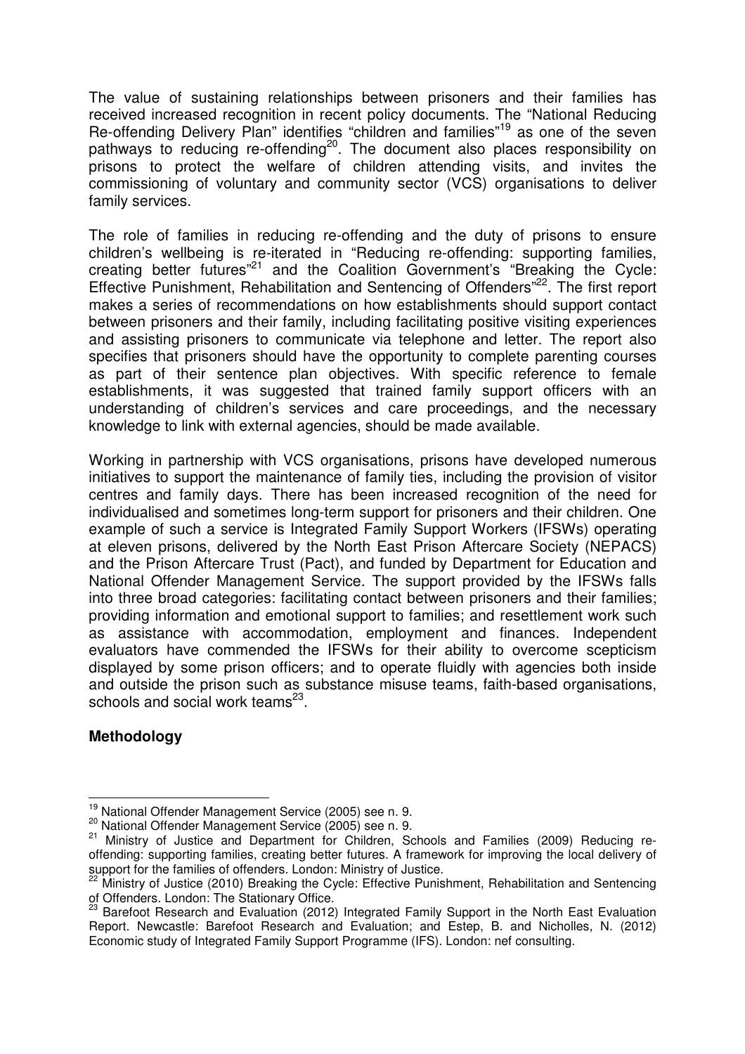The value of sustaining relationships between prisoners and their families has received increased recognition in recent policy documents. The "National Reducing Re-offending Delivery Plan" identifies "children and families"[19] as one of the seven pathways to reducing re-offending[20]. The document also places responsibility on prisons to protect the welfare of children attending visits, and invites the commissioning of voluntary and community sector (VCS) organisations to deliver family services.

The role of families in reducing re-offending and the duty of prisons to ensure children's wellbeing is re-iterated in "Reducing re-offending: supporting families, creating better futures"[21] and the Coalition Government's "Breaking the Cycle: Effective Punishment, Rehabilitation and Sentencing of Offenders"[22]. The first report makes a series of recommendations on how establishments should support contact between prisoners and their family, including facilitating positive visiting experiences and assisting prisoners to communicate via telephone and letter. The report also specifies that prisoners should have the opportunity to complete parenting courses as part of their sentence plan objectives. With specific reference to female establishments, it was suggested that trained family support officers with an understanding of children's services and care proceedings, and the necessary knowledge to link with external agencies, should be made available.

Working in partnership with VCS organisations, prisons have developed numerous initiatives to support the maintenance of family ties, including the provision of visitor centres and family days. There has been increased recognition of the need for individualised and sometimes long-term support for prisoners and their children. One example of such a service is Integrated Family Support Workers (IFSWs) operating at eleven prisons, delivered by the North East Prison Aftercare Society (NEPACS) and the Prison Aftercare Trust (Pact), and funded by Department for Education and National Offender Management Service. The support provided by the IFSWs falls into three broad categories: facilitating contact between prisoners and their families; providing information and emotional support to families; and resettlement work such as assistance with accommodation, employment and finances. Independent evaluators have commended the IFSWs for their ability to overcome scepticism displayed by some prison officers; and to operate fluidly with agencies both inside and outside the prison such as substance misuse teams, faith-based organisations, schools and social work teams[23].

**Methodology**

---

[19] National Offender Management Service (2005) see n. 9.

[20] National Offender Management Service (2005) see n. 9.

[21] Ministry of Justice and Department for Children, Schools and Families (2009) Reducing re-offending: supporting families, creating better futures. A framework for improving the local delivery of support for the families of offenders. London: Ministry of Justice.

[22] Ministry of Justice (2010) Breaking the Cycle: Effective Punishment, Rehabilitation and Sentencing of Offenders. London: The Stationary Office.

[23] Barefoot Research and Evaluation (2012) Integrated Family Support in the North East Evaluation Report. Newcastle: Barefoot Research and Evaluation; and Estep, B. and Nicholles, N. (2012) Economic study of Integrated Family Support Programme (IFS). London: nef consulting.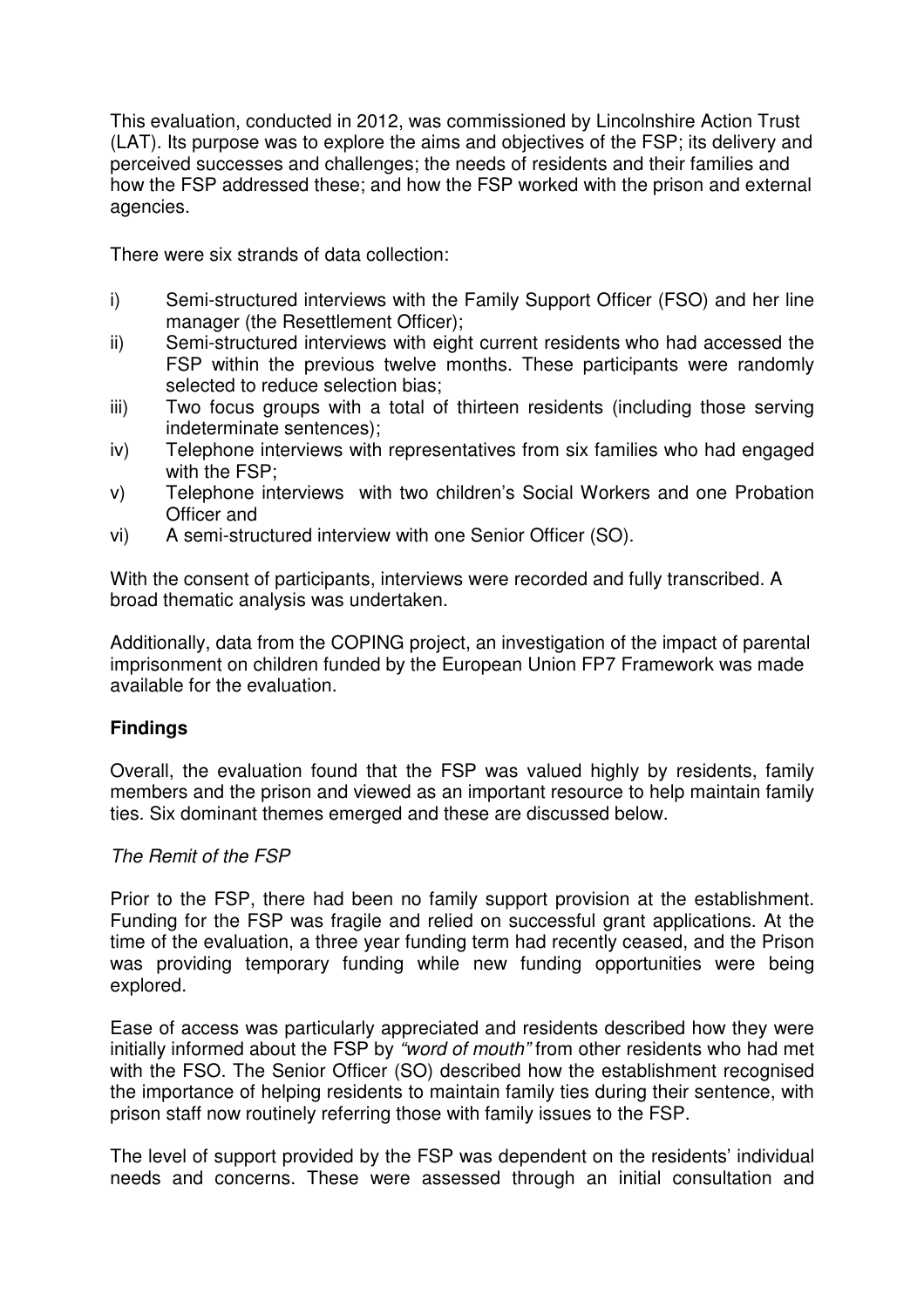This evaluation, conducted in 2012, was commissioned by Lincolnshire Action Trust (LAT). Its purpose was to explore the aims and objectives of the FSP; its delivery and perceived successes and challenges; the needs of residents and their families and how the FSP addressed these; and how the FSP worked with the prison and external agencies.

There were six strands of data collection:

i) Semi-structured interviews with the Family Support Officer (FSO) and her line manager (the Resettlement Officer);
ii) Semi-structured interviews with eight current residents who had accessed the FSP within the previous twelve months. These participants were randomly selected to reduce selection bias;
iii) Two focus groups with a total of thirteen residents (including those serving indeterminate sentences);
iv) Telephone interviews with representatives from six families who had engaged with the FSP;
v) Telephone interviews with two children's Social Workers and one Probation Officer and
vi) A semi-structured interview with one Senior Officer (SO).

With the consent of participants, interviews were recorded and fully transcribed. A broad thematic analysis was undertaken.

Additionally, data from the COPING project, an investigation of the impact of parental imprisonment on children funded by the European Union FP7 Framework was made available for the evaluation.

**Findings**

Overall, the evaluation found that the FSP was valued highly by residents, family members and the prison and viewed as an important resource to help maintain family ties. Six dominant themes emerged and these are discussed below.

*The Remit of the FSP*

Prior to the FSP, there had been no family support provision at the establishment. Funding for the FSP was fragile and relied on successful grant applications. At the time of the evaluation, a three year funding term had recently ceased, and the Prison was providing temporary funding while new funding opportunities were being explored.

Ease of access was particularly appreciated and residents described how they were initially informed about the FSP by *"word of mouth"* from other residents who had met with the FSO. The Senior Officer (SO) described how the establishment recognised the importance of helping residents to maintain family ties during their sentence, with prison staff now routinely referring those with family issues to the FSP.

The level of support provided by the FSP was dependent on the residents' individual needs and concerns. These were assessed through an initial consultation and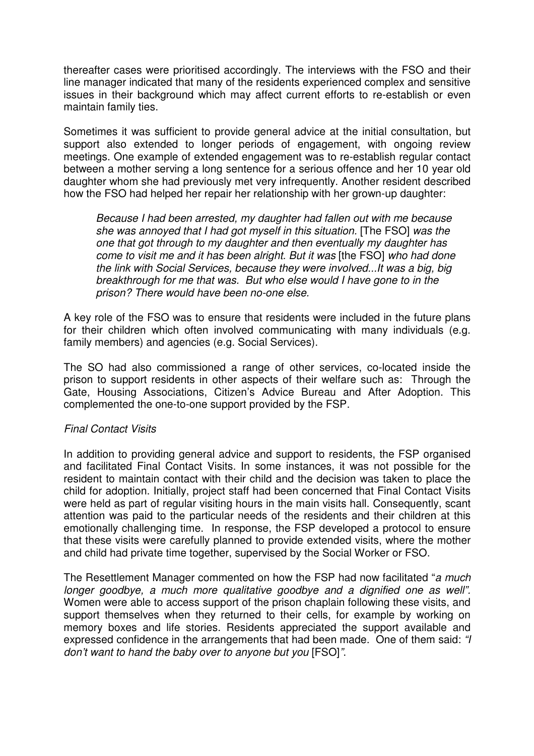thereafter cases were prioritised accordingly. The interviews with the FSO and their line manager indicated that many of the residents experienced complex and sensitive issues in their background which may affect current efforts to re-establish or even maintain family ties.

Sometimes it was sufficient to provide general advice at the initial consultation, but support also extended to longer periods of engagement, with ongoing review meetings. One example of extended engagement was to re-establish regular contact between a mother serving a long sentence for a serious offence and her 10 year old daughter whom she had previously met very infrequently. Another resident described how the FSO had helped her repair her relationship with her grown-up daughter:

> *Because I had been arrested, my daughter had fallen out with me because she was annoyed that I had got myself in this situation.* [The FSO] *was the one that got through to my daughter and then eventually my daughter has come to visit me and it has been alright. But it was* [the FSO] *who had done the link with Social Services, because they were involved...It was a big, big breakthrough for me that was. But who else would I have gone to in the prison? There would have been no-one else.*

A key role of the FSO was to ensure that residents were included in the future plans for their children which often involved communicating with many individuals (e.g. family members) and agencies (e.g. Social Services).

The SO had also commissioned a range of other services, co-located inside the prison to support residents in other aspects of their welfare such as: Through the Gate, Housing Associations, Citizen's Advice Bureau and After Adoption. This complemented the one-to-one support provided by the FSP.

*Final Contact Visits*

In addition to providing general advice and support to residents, the FSP organised and facilitated Final Contact Visits. In some instances, it was not possible for the resident to maintain contact with their child and the decision was taken to place the child for adoption. Initially, project staff had been concerned that Final Contact Visits were held as part of regular visiting hours in the main visits hall. Consequently, scant attention was paid to the particular needs of the residents and their children at this emotionally challenging time. In response, the FSP developed a protocol to ensure that these visits were carefully planned to provide extended visits, where the mother and child had private time together, supervised by the Social Worker or FSO.

The Resettlement Manager commented on how the FSP had now facilitated "*a much longer goodbye, a much more qualitative goodbye and a dignified one as well*". Women were able to access support of the prison chaplain following these visits, and support themselves when they returned to their cells, for example by working on memory boxes and life stories. Residents appreciated the support available and expressed confidence in the arrangements that had been made. One of them said: *"I don't want to hand the baby over to anyone but you* [FSO]*".*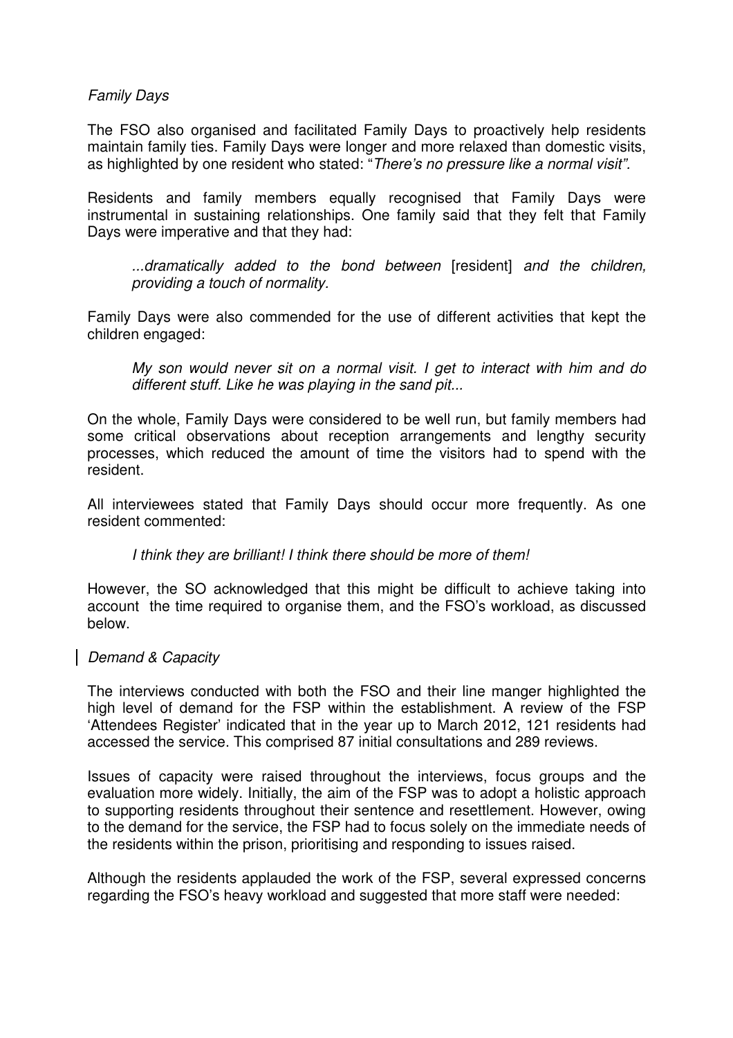*Family Days*

The FSO also organised and facilitated Family Days to proactively help residents maintain family ties. Family Days were longer and more relaxed than domestic visits, as highlighted by one resident who stated: "*There's no pressure like a normal visit".*

Residents and family members equally recognised that Family Days were instrumental in sustaining relationships. One family said that they felt that Family Days were imperative and that they had:

> *...dramatically added to the bond between* [resident] *and the children, providing a touch of normality.*

Family Days were also commended for the use of different activities that kept the children engaged:

> *My son would never sit on a normal visit. I get to interact with him and do different stuff. Like he was playing in the sand pit...*

On the whole, Family Days were considered to be well run, but family members had some critical observations about reception arrangements and lengthy security processes, which reduced the amount of time the visitors had to spend with the resident.

All interviewees stated that Family Days should occur more frequently. As one resident commented:

> *I think they are brilliant! I think there should be more of them!*

However, the SO acknowledged that this might be difficult to achieve taking into account the time required to organise them, and the FSO's workload, as discussed below.

*Demand & Capacity*

The interviews conducted with both the FSO and their line manger highlighted the high level of demand for the FSP within the establishment. A review of the FSP 'Attendees Register' indicated that in the year up to March 2012, 121 residents had accessed the service. This comprised 87 initial consultations and 289 reviews.

Issues of capacity were raised throughout the interviews, focus groups and the evaluation more widely. Initially, the aim of the FSP was to adopt a holistic approach to supporting residents throughout their sentence and resettlement. However, owing to the demand for the service, the FSP had to focus solely on the immediate needs of the residents within the prison, prioritising and responding to issues raised.

Although the residents applauded the work of the FSP, several expressed concerns regarding the FSO's heavy workload and suggested that more staff were needed: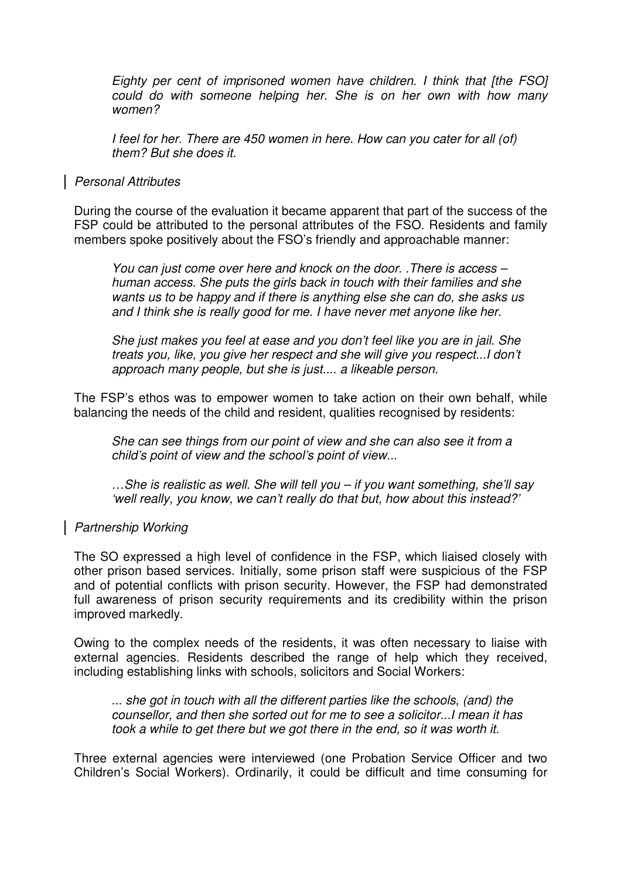> *Eighty per cent of imprisoned women have children. I think that [the FSO] could do with someone helping her. She is on her own with how many women?*
>
> *I feel for her. There are 450 women in here. How can you cater for all (of) them? But she does it.*

*Personal Attributes*

During the course of the evaluation it became apparent that part of the success of the FSP could be attributed to the personal attributes of the FSO. Residents and family members spoke positively about the FSO's friendly and approachable manner:

> *You can just come over here and knock on the door. .There is access – human access. She puts the girls back in touch with their families and she wants us to be happy and if there is anything else she can do, she asks us and I think she is really good for me. I have never met anyone like her.*
>
> *She just makes you feel at ease and you don't feel like you are in jail. She treats you, like, you give her respect and she will give you respect...I don't approach many people, but she is just.... a likeable person.*

The FSP's ethos was to empower women to take action on their own behalf, while balancing the needs of the child and resident, qualities recognised by residents:

> *She can see things from our point of view and she can also see it from a child's point of view and the school's point of view...*
>
> *…She is realistic as well. She will tell you – if you want something, she'll say 'well really, you know, we can't really do that but, how about this instead?'*

*Partnership Working*

The SO expressed a high level of confidence in the FSP, which liaised closely with other prison based services. Initially, some prison staff were suspicious of the FSP and of potential conflicts with prison security. However, the FSP had demonstrated full awareness of prison security requirements and its credibility within the prison improved markedly.

Owing to the complex needs of the residents, it was often necessary to liaise with external agencies. Residents described the range of help which they received, including establishing links with schools, solicitors and Social Workers:

> *... she got in touch with all the different parties like the schools, (and) the counsellor, and then she sorted out for me to see a solicitor...I mean it has took a while to get there but we got there in the end, so it was worth it.*

Three external agencies were interviewed (one Probation Service Officer and two Children's Social Workers). Ordinarily, it could be difficult and time consuming for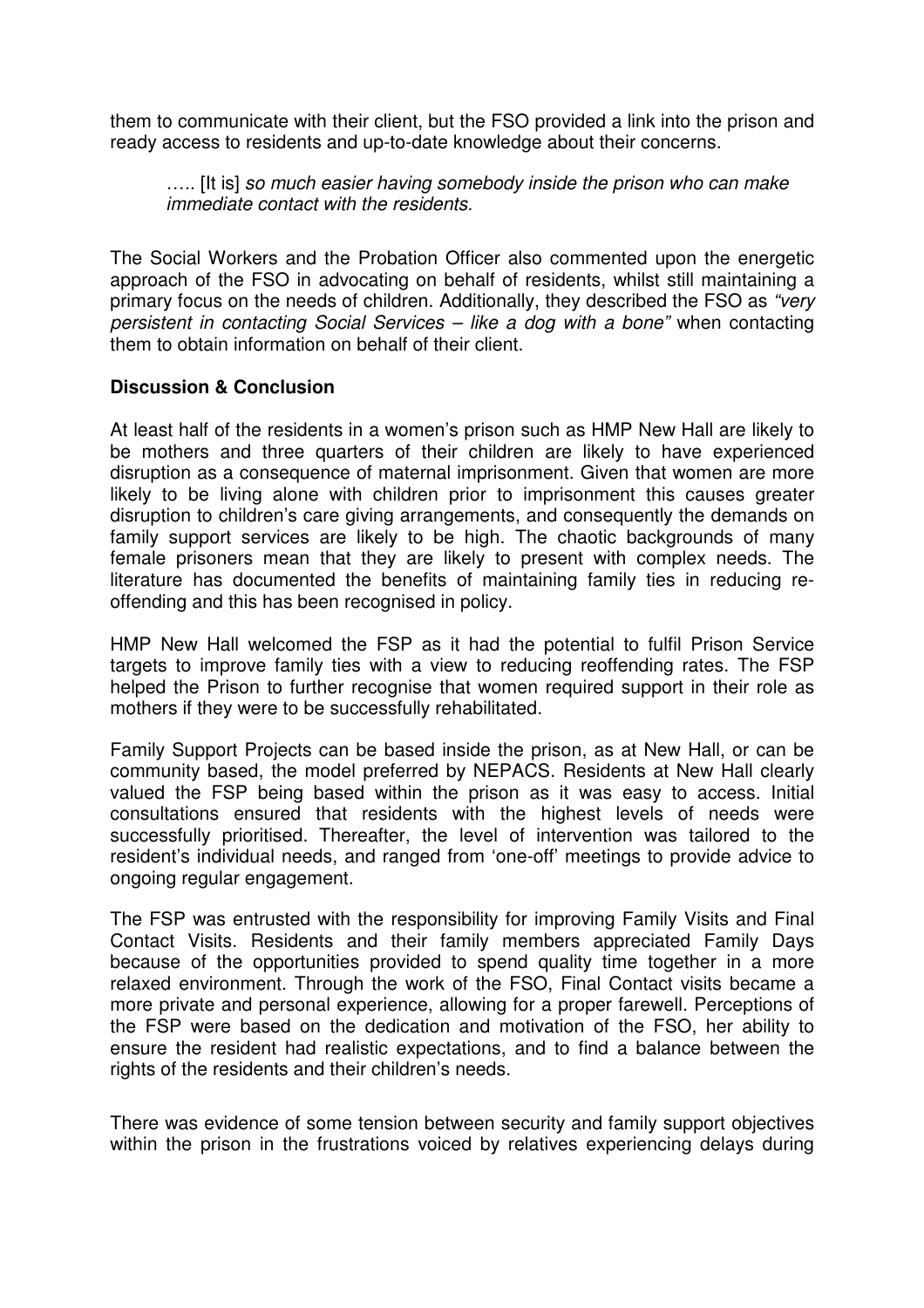them to communicate with their client, but the FSO provided a link into the prison and ready access to residents and up-to-date knowledge about their concerns.

> ….. [It is] *so much easier having somebody inside the prison who can make immediate contact with the residents.*

The Social Workers and the Probation Officer also commented upon the energetic approach of the FSO in advocating on behalf of residents, whilst still maintaining a primary focus on the needs of children. Additionally, they described the FSO as *"very persistent in contacting Social Services – like a dog with a bone"* when contacting them to obtain information on behalf of their client.

**Discussion & Conclusion**

At least half of the residents in a women's prison such as HMP New Hall are likely to be mothers and three quarters of their children are likely to have experienced disruption as a consequence of maternal imprisonment. Given that women are more likely to be living alone with children prior to imprisonment this causes greater disruption to children's care giving arrangements, and consequently the demands on family support services are likely to be high. The chaotic backgrounds of many female prisoners mean that they are likely to present with complex needs. The literature has documented the benefits of maintaining family ties in reducing re-offending and this has been recognised in policy.

HMP New Hall welcomed the FSP as it had the potential to fulfil Prison Service targets to improve family ties with a view to reducing reoffending rates. The FSP helped the Prison to further recognise that women required support in their role as mothers if they were to be successfully rehabilitated.

Family Support Projects can be based inside the prison, as at New Hall, or can be community based, the model preferred by NEPACS. Residents at New Hall clearly valued the FSP being based within the prison as it was easy to access. Initial consultations ensured that residents with the highest levels of needs were successfully prioritised. Thereafter, the level of intervention was tailored to the resident's individual needs, and ranged from 'one-off' meetings to provide advice to ongoing regular engagement.

The FSP was entrusted with the responsibility for improving Family Visits and Final Contact Visits. Residents and their family members appreciated Family Days because of the opportunities provided to spend quality time together in a more relaxed environment. Through the work of the FSO, Final Contact visits became a more private and personal experience, allowing for a proper farewell. Perceptions of the FSP were based on the dedication and motivation of the FSO, her ability to ensure the resident had realistic expectations, and to find a balance between the rights of the residents and their children's needs.

There was evidence of some tension between security and family support objectives within the prison in the frustrations voiced by relatives experiencing delays during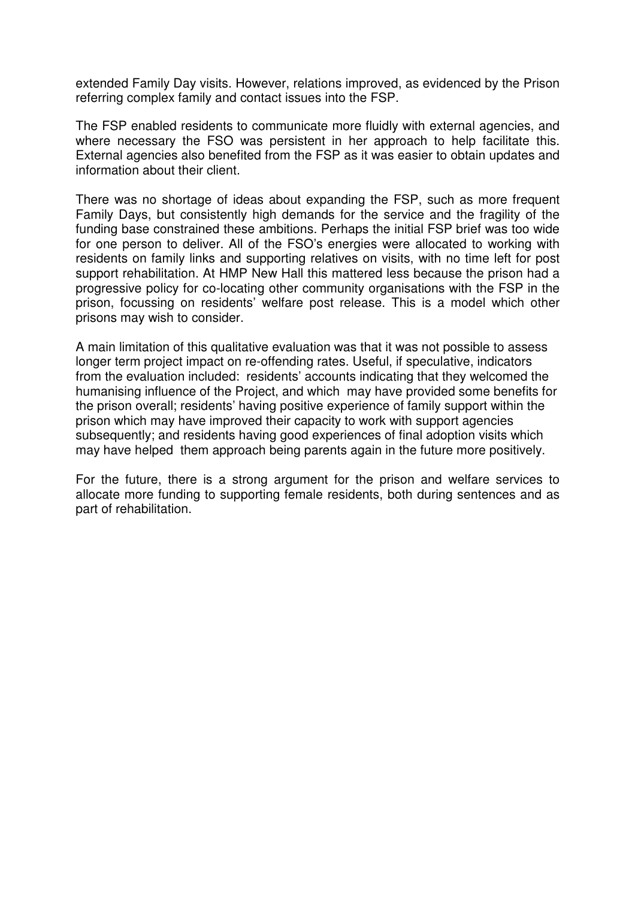extended Family Day visits. However, relations improved, as evidenced by the Prison referring complex family and contact issues into the FSP.

The FSP enabled residents to communicate more fluidly with external agencies, and where necessary the FSO was persistent in her approach to help facilitate this. External agencies also benefited from the FSP as it was easier to obtain updates and information about their client.

There was no shortage of ideas about expanding the FSP, such as more frequent Family Days, but consistently high demands for the service and the fragility of the funding base constrained these ambitions. Perhaps the initial FSP brief was too wide for one person to deliver. All of the FSO's energies were allocated to working with residents on family links and supporting relatives on visits, with no time left for post support rehabilitation. At HMP New Hall this mattered less because the prison had a progressive policy for co-locating other community organisations with the FSP in the prison, focussing on residents' welfare post release. This is a model which other prisons may wish to consider.

A main limitation of this qualitative evaluation was that it was not possible to assess longer term project impact on re-offending rates. Useful, if speculative, indicators from the evaluation included: residents' accounts indicating that they welcomed the humanising influence of the Project, and which may have provided some benefits for the prison overall; residents' having positive experience of family support within the prison which may have improved their capacity to work with support agencies subsequently; and residents having good experiences of final adoption visits which may have helped them approach being parents again in the future more positively.

For the future, there is a strong argument for the prison and welfare services to allocate more funding to supporting female residents, both during sentences and as part of rehabilitation.